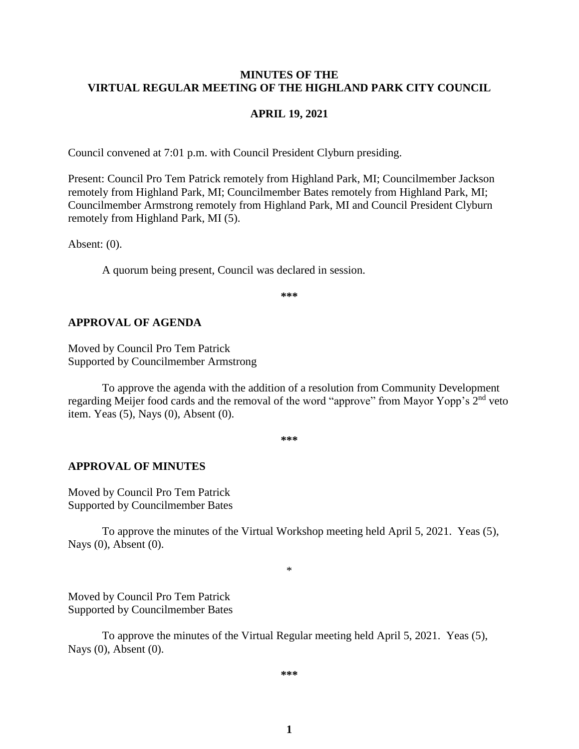# MINUTES OF THE VIRTUAL REGULAR MEETING OF THE HIGHLAND PARK CITY COUNCIL

## APRIL 19, 2021

Council convened at 7:01 p.m. with Council President Clyburn presiding.

Present: Council Pro Tem Patrick remotely from Highland Park, MI; Councilmember Jackson remotely from Highland Park, MI; Councilmember Bates remotely from Highland Park, MI; Councilmember Armstrong remotely from Highland Park, MI and Council President Clyburn remotely from Highland Park, MI (5).

Absent: (0).

A quorum being present, Council was declared in session.

\*\*\*

## APPROVAL OF AGENDA

Moved by Council Pro Tem Patrick
Supported by Councilmember Armstrong

To approve the agenda with the addition of a resolution from Community Development regarding Meijer food cards and the removal of the word "approve" from Mayor Yopp's 2nd veto item. Yeas (5), Nays (0), Absent (0).

\*\*\*

## APPROVAL OF MINUTES

Moved by Council Pro Tem Patrick
Supported by Councilmember Bates

To approve the minutes of the Virtual Workshop meeting held April 5, 2021. Yeas (5), Nays (0), Absent (0).

\*

Moved by Council Pro Tem Patrick
Supported by Councilmember Bates

To approve the minutes of the Virtual Regular meeting held April 5, 2021. Yeas (5), Nays (0), Absent (0).

\*\*\*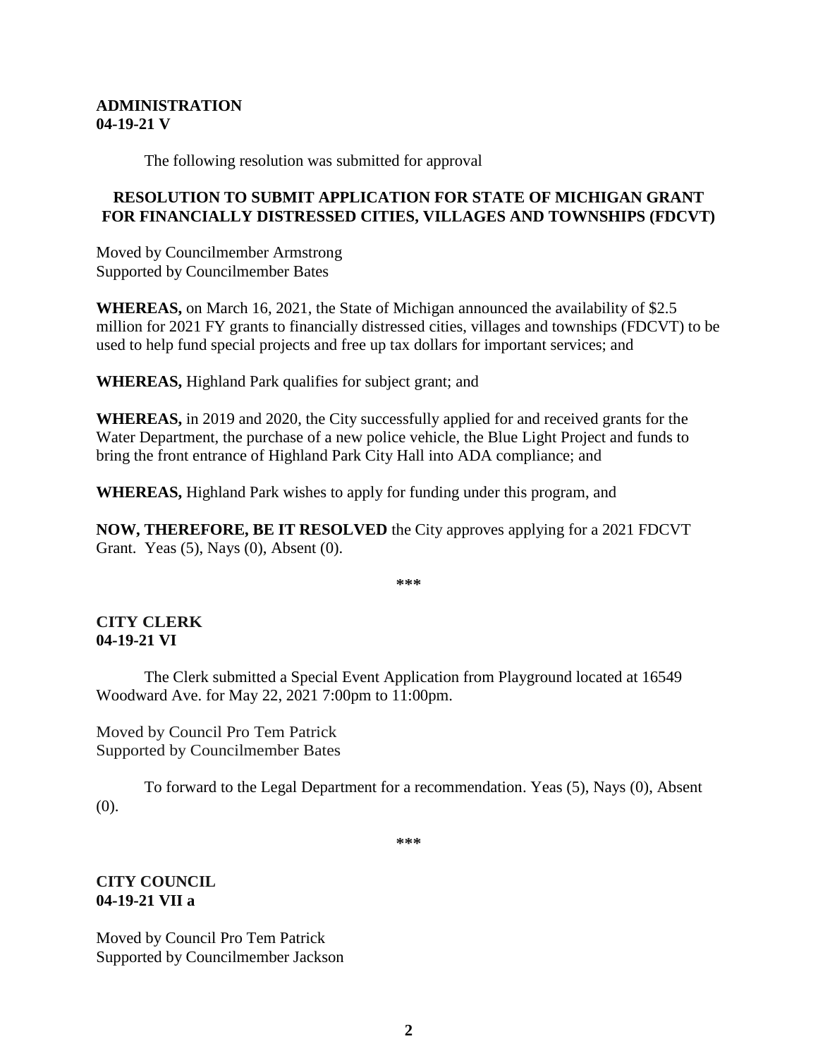**ADMINISTRATION**
**04-19-21 V**

The following resolution was submitted for approval

**RESOLUTION TO SUBMIT APPLICATION FOR STATE OF MICHIGAN GRANT FOR FINANCIALLY DISTRESSED CITIES, VILLAGES AND TOWNSHIPS (FDCVT)**

Moved by Councilmember Armstrong
Supported by Councilmember Bates

**WHEREAS,** on March 16, 2021, the State of Michigan announced the availability of $2.5 million for 2021 FY grants to financially distressed cities, villages and townships (FDCVT) to be used to help fund special projects and free up tax dollars for important services; and

**WHEREAS,** Highland Park qualifies for subject grant; and

**WHEREAS,** in 2019 and 2020, the City successfully applied for and received grants for the Water Department, the purchase of a new police vehicle, the Blue Light Project and funds to bring the front entrance of Highland Park City Hall into ADA compliance; and

**WHEREAS,** Highland Park wishes to apply for funding under this program, and

**NOW, THEREFORE, BE IT RESOLVED** the City approves applying for a 2021 FDCVT Grant. Yeas (5), Nays (0), Absent (0).

***

**CITY CLERK**
**04-19-21 VI**

The Clerk submitted a Special Event Application from Playground located at 16549 Woodward Ave. for May 22, 2021 7:00pm to 11:00pm.

Moved by Council Pro Tem Patrick
Supported by Councilmember Bates

To forward to the Legal Department for a recommendation. Yeas (5), Nays (0), Absent (0).

***

**CITY COUNCIL**
**04-19-21 VII a**

Moved by Council Pro Tem Patrick
Supported by Councilmember Jackson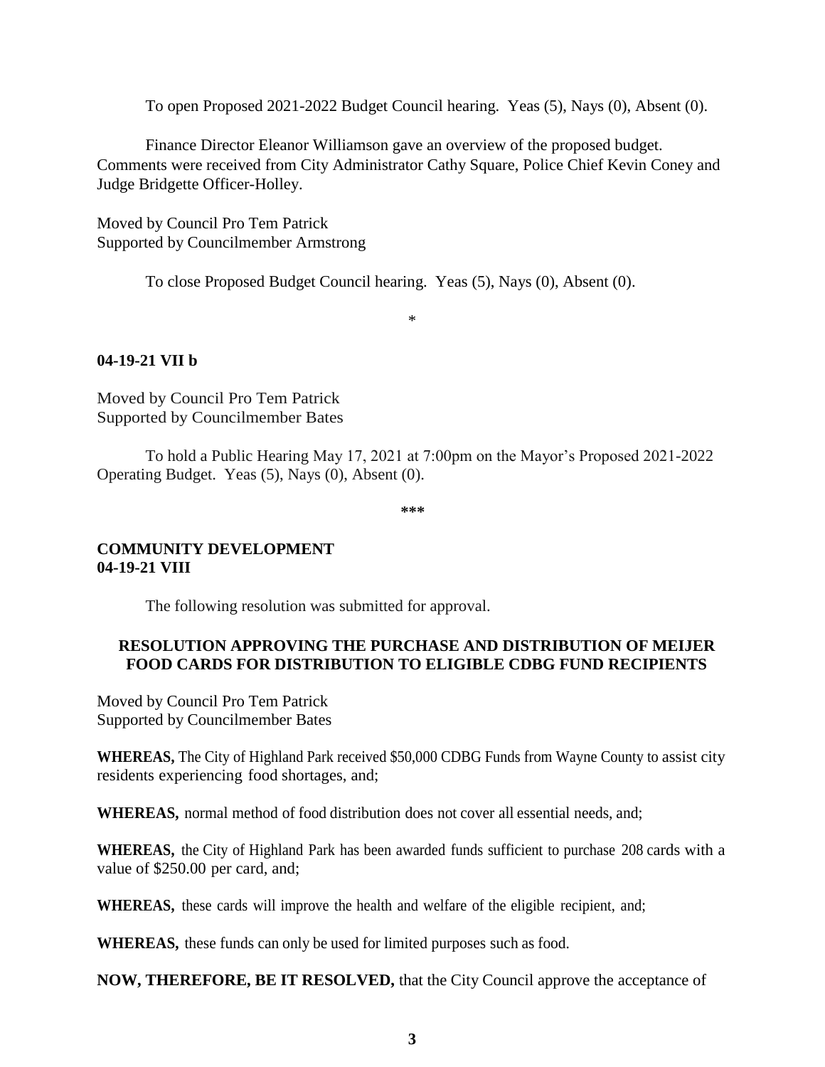To open Proposed 2021-2022 Budget Council hearing. Yeas (5), Nays (0), Absent (0).

Finance Director Eleanor Williamson gave an overview of the proposed budget. Comments were received from City Administrator Cathy Square, Police Chief Kevin Coney and Judge Bridgette Officer-Holley.

Moved by Council Pro Tem Patrick
Supported by Councilmember Armstrong

To close Proposed Budget Council hearing. Yeas (5), Nays (0), Absent (0).

*

**04-19-21 VII b**

Moved by Council Pro Tem Patrick
Supported by Councilmember Bates

To hold a Public Hearing May 17, 2021 at 7:00pm on the Mayor's Proposed 2021-2022 Operating Budget. Yeas (5), Nays (0), Absent (0).

***

**COMMUNITY DEVELOPMENT**
**04-19-21 VIII**

The following resolution was submitted for approval.

**RESOLUTION APPROVING THE PURCHASE AND DISTRIBUTION OF MEIJER FOOD CARDS FOR DISTRIBUTION TO ELIGIBLE CDBG FUND RECIPIENTS**

Moved by Council Pro Tem Patrick
Supported by Councilmember Bates

**WHEREAS,** The City of Highland Park received $50,000 CDBG Funds from Wayne County to assist city residents experiencing food shortages, and;

**WHEREAS,** normal method of food distribution does not cover all essential needs, and;

**WHEREAS,** the City of Highland Park has been awarded funds sufficient to purchase 208 cards with a value of $250.00 per card, and;

**WHEREAS,** these cards will improve the health and welfare of the eligible recipient, and;

**WHEREAS,** these funds can only be used for limited purposes such as food.

**NOW, THEREFORE, BE IT RESOLVED,** that the City Council approve the acceptance of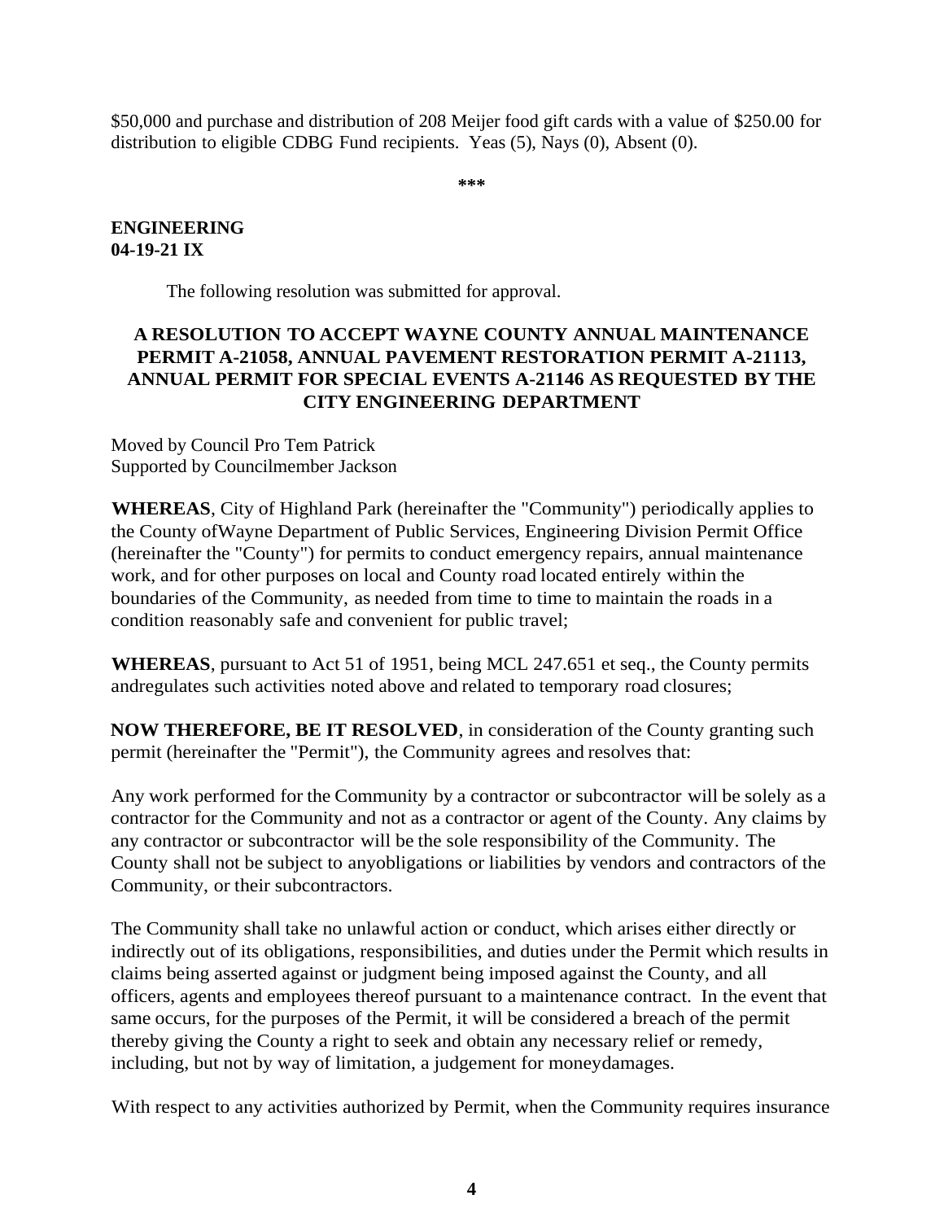$50,000 and purchase and distribution of 208 Meijer food gift cards with a value of $250.00 for distribution to eligible CDBG Fund recipients. Yeas (5), Nays (0), Absent (0).

***

**ENGINEERING**
**04-19-21 IX**

The following resolution was submitted for approval.

**A RESOLUTION TO ACCEPT WAYNE COUNTY ANNUAL MAINTENANCE PERMIT A-21058, ANNUAL PAVEMENT RESTORATION PERMIT A-21113, ANNUAL PERMIT FOR SPECIAL EVENTS A-21146 AS REQUESTED BY THE CITY ENGINEERING DEPARTMENT**

Moved by Council Pro Tem Patrick
Supported by Councilmember Jackson

**WHEREAS**, City of Highland Park (hereinafter the "Community") periodically applies to the County ofWayne Department of Public Services, Engineering Division Permit Office (hereinafter the "County") for permits to conduct emergency repairs, annual maintenance work, and for other purposes on local and County road located entirely within the boundaries of the Community, as needed from time to time to maintain the roads in a condition reasonably safe and convenient for public travel;

**WHEREAS**, pursuant to Act 51 of 1951, being MCL 247.651 et seq., the County permits andregulates such activities noted above and related to temporary road closures;

**NOW THEREFORE, BE IT RESOLVED**, in consideration of the County granting such permit (hereinafter the "Permit"), the Community agrees and resolves that:

Any work performed for the Community by a contractor or subcontractor will be solely as a contractor for the Community and not as a contractor or agent of the County. Any claims by any contractor or subcontractor will be the sole responsibility of the Community. The County shall not be subject to anyobligations or liabilities by vendors and contractors of the Community, or their subcontractors.

The Community shall take no unlawful action or conduct, which arises either directly or indirectly out of its obligations, responsibilities, and duties under the Permit which results in claims being asserted against or judgment being imposed against the County, and all officers, agents and employees thereof pursuant to a maintenance contract. In the event that same occurs, for the purposes of the Permit, it will be considered a breach of the permit thereby giving the County a right to seek and obtain any necessary relief or remedy, including, but not by way of limitation, a judgement for moneydamages.

With respect to any activities authorized by Permit, when the Community requires insurance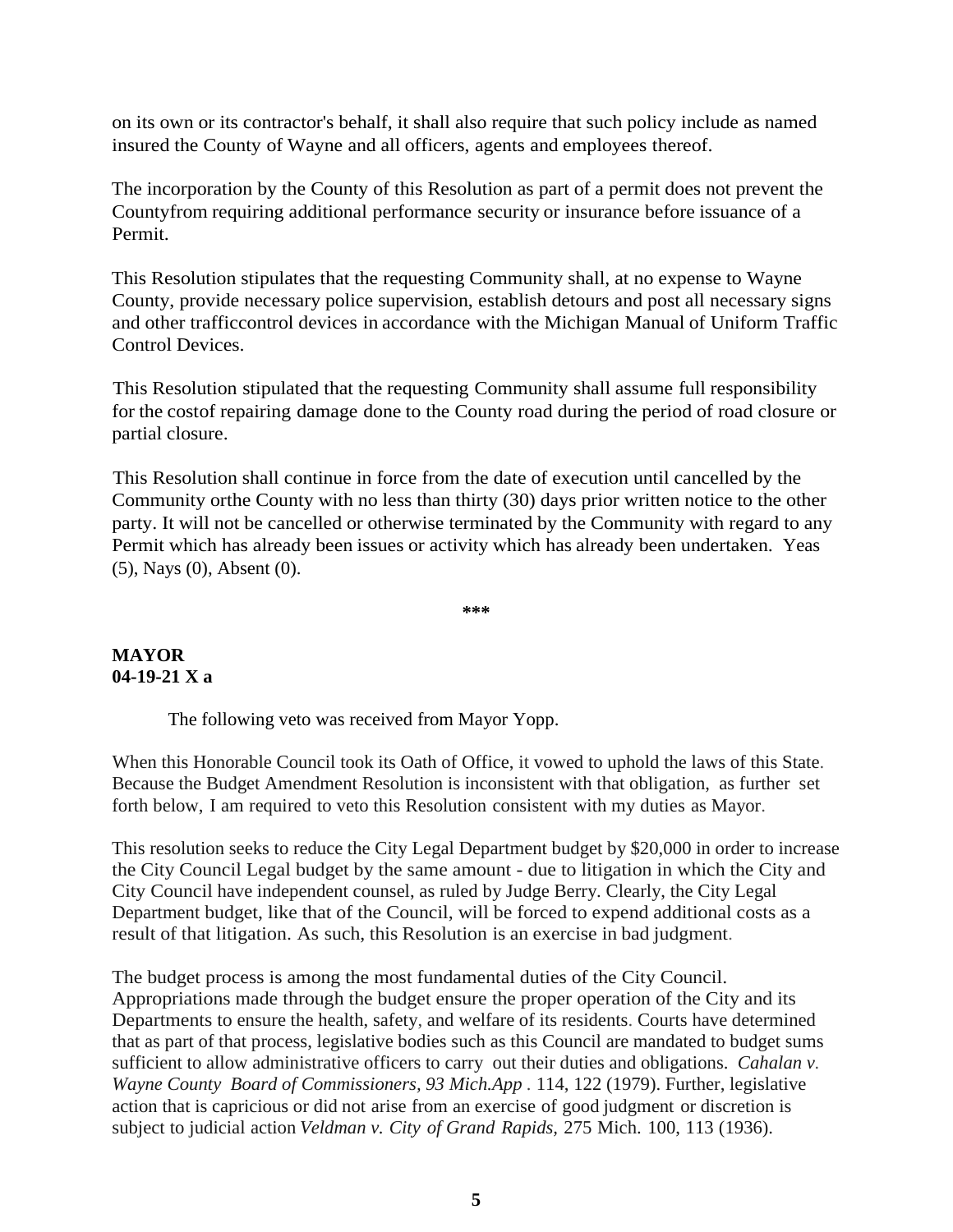on its own or its contractor's behalf, it shall also require that such policy include as named insured the County of Wayne and all officers, agents and employees thereof.

The incorporation by the County of this Resolution as part of a permit does not prevent the Countyfrom requiring additional performance security or insurance before issuance of a Permit.

This Resolution stipulates that the requesting Community shall, at no expense to Wayne County, provide necessary police supervision, establish detours and post all necessary signs and other trafficcontrol devices in accordance with the Michigan Manual of Uniform Traffic Control Devices.

This Resolution stipulated that the requesting Community shall assume full responsibility for the costof repairing damage done to the County road during the period of road closure or partial closure.

This Resolution shall continue in force from the date of execution until cancelled by the Community orthe County with no less than thirty (30) days prior written notice to the other party. It will not be cancelled or otherwise terminated by the Community with regard to any Permit which has already been issues or activity which has already been undertaken. Yeas (5), Nays (0), Absent (0).

***

**MAYOR**
**04-19-21 X a**

The following veto was received from Mayor Yopp.

When this Honorable Council took its Oath of Office, it vowed to uphold the laws of this State. Because the Budget Amendment Resolution is inconsistent with that obligation, as further set forth below, I am required to veto this Resolution consistent with my duties as Mayor.

This resolution seeks to reduce the City Legal Department budget by $20,000 in order to increase the City Council Legal budget by the same amount - due to litigation in which the City and City Council have independent counsel, as ruled by Judge Berry. Clearly, the City Legal Department budget, like that of the Council, will be forced to expend additional costs as a result of that litigation. As such, this Resolution is an exercise in bad judgment.

The budget process is among the most fundamental duties of the City Council. Appropriations made through the budget ensure the proper operation of the City and its Departments to ensure the health, safety, and welfare of its residents. Courts have determined that as part of that process, legislative bodies such as this Council are mandated to budget sums sufficient to allow administrative officers to carry out their duties and obligations. *Cahalan v. Wayne County Board of Commissioners, 93 Mich.App* . 114, 122 (1979). Further, legislative action that is capricious or did not arise from an exercise of good judgment or discretion is subject to judicial action *Veldman v. City of Grand Rapids,* 275 Mich. 100, 113 (1936).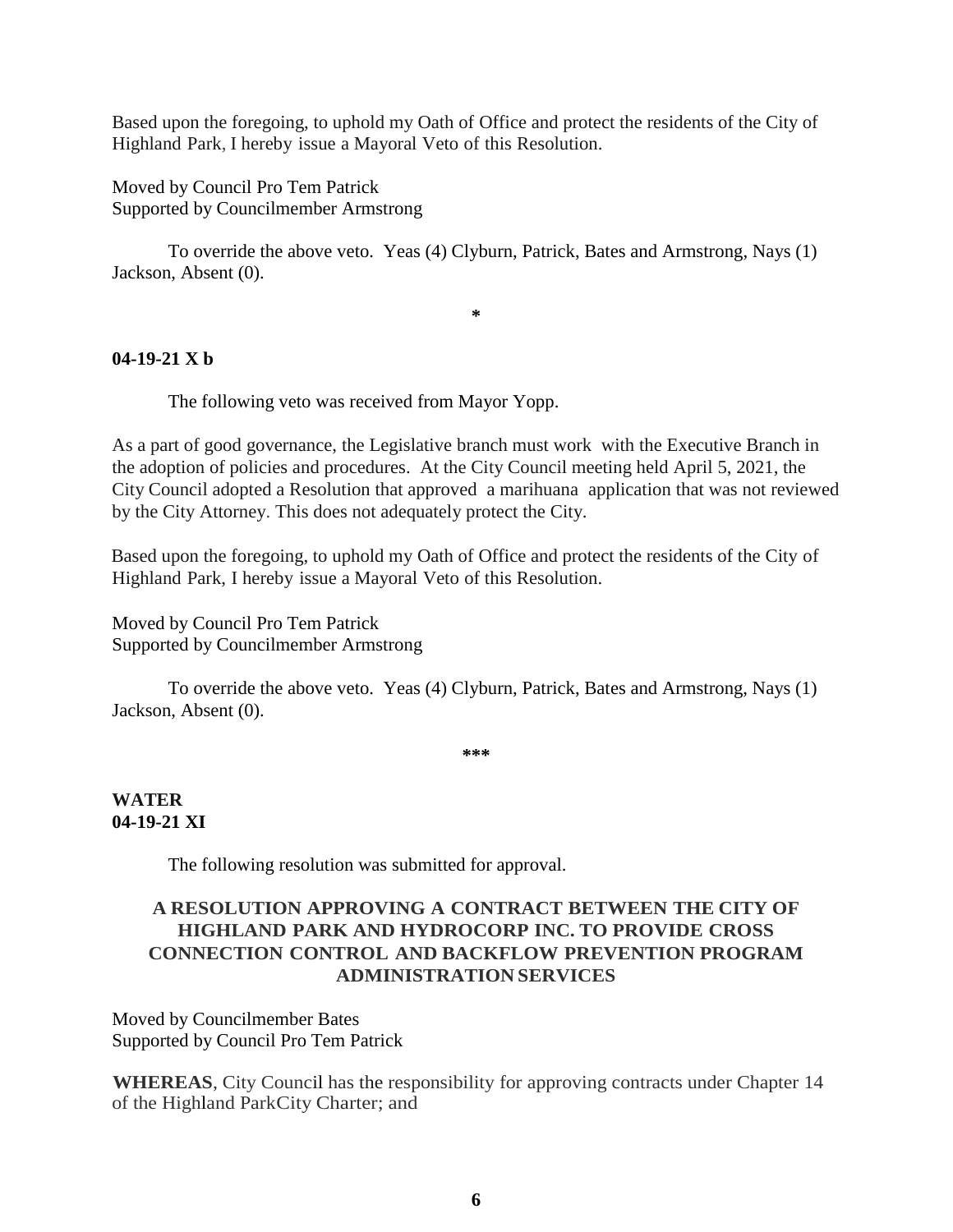Based upon the foregoing, to uphold my Oath of Office and protect the residents of the City of Highland Park, I hereby issue a Mayoral Veto of this Resolution.

Moved by Council Pro Tem Patrick
Supported by Councilmember Armstrong

To override the above veto. Yeas (4) Clyburn, Patrick, Bates and Armstrong, Nays (1) Jackson, Absent (0).

*

**04-19-21 X b**

The following veto was received from Mayor Yopp.

As a part of good governance, the Legislative branch must work with the Executive Branch in the adoption of policies and procedures. At the City Council meeting held April 5, 2021, the City Council adopted a Resolution that approved a marihuana application that was not reviewed by the City Attorney. This does not adequately protect the City.

Based upon the foregoing, to uphold my Oath of Office and protect the residents of the City of Highland Park, I hereby issue a Mayoral Veto of this Resolution.

Moved by Council Pro Tem Patrick
Supported by Councilmember Armstrong

To override the above veto. Yeas (4) Clyburn, Patrick, Bates and Armstrong, Nays (1) Jackson, Absent (0).

***

**WATER**
**04-19-21 XI**

The following resolution was submitted for approval.

**A RESOLUTION APPROVING A CONTRACT BETWEEN THE CITY OF HIGHLAND PARK AND HYDROCORP INC. TO PROVIDE CROSS CONNECTION CONTROL AND BACKFLOW PREVENTION PROGRAM ADMINISTRATION SERVICES**

Moved by Councilmember Bates
Supported by Council Pro Tem Patrick

**WHEREAS**, City Council has the responsibility for approving contracts under Chapter 14 of the Highland ParkCity Charter; and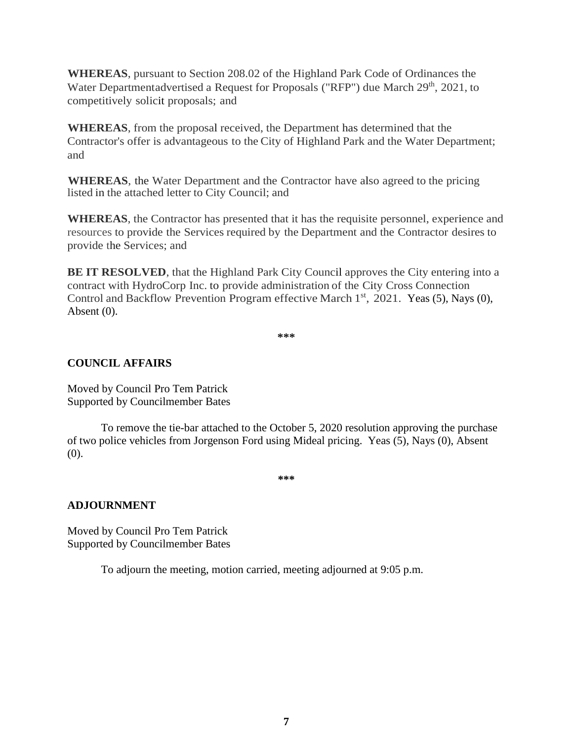**WHEREAS**, pursuant to Section 208.02 of the Highland Park Code of Ordinances the Water Departmentadvertised a Request for Proposals ("RFP") due March 29th, 2021, to competitively solicit proposals; and

**WHEREAS**, from the proposal received, the Department has determined that the Contractor's offer is advantageous to the City of Highland Park and the Water Department; and

**WHEREAS**, the Water Department and the Contractor have also agreed to the pricing listed in the attached letter to City Council; and

**WHEREAS**, the Contractor has presented that it has the requisite personnel, experience and resources to provide the Services required by the Department and the Contractor desires to provide the Services; and

**BE IT RESOLVED**, that the Highland Park City Council approves the City entering into a contract with HydroCorp Inc. to provide administration of the City Cross Connection Control and Backflow Prevention Program effective March 1st, 2021. Yeas (5), Nays (0), Absent (0).

***

## COUNCIL AFFAIRS

Moved by Council Pro Tem Patrick
Supported by Councilmember Bates

To remove the tie-bar attached to the October 5, 2020 resolution approving the purchase of two police vehicles from Jorgenson Ford using Mideal pricing. Yeas (5), Nays (0), Absent (0).

***

## ADJOURNMENT

Moved by Council Pro Tem Patrick
Supported by Councilmember Bates

To adjourn the meeting, motion carried, meeting adjourned at 9:05 p.m.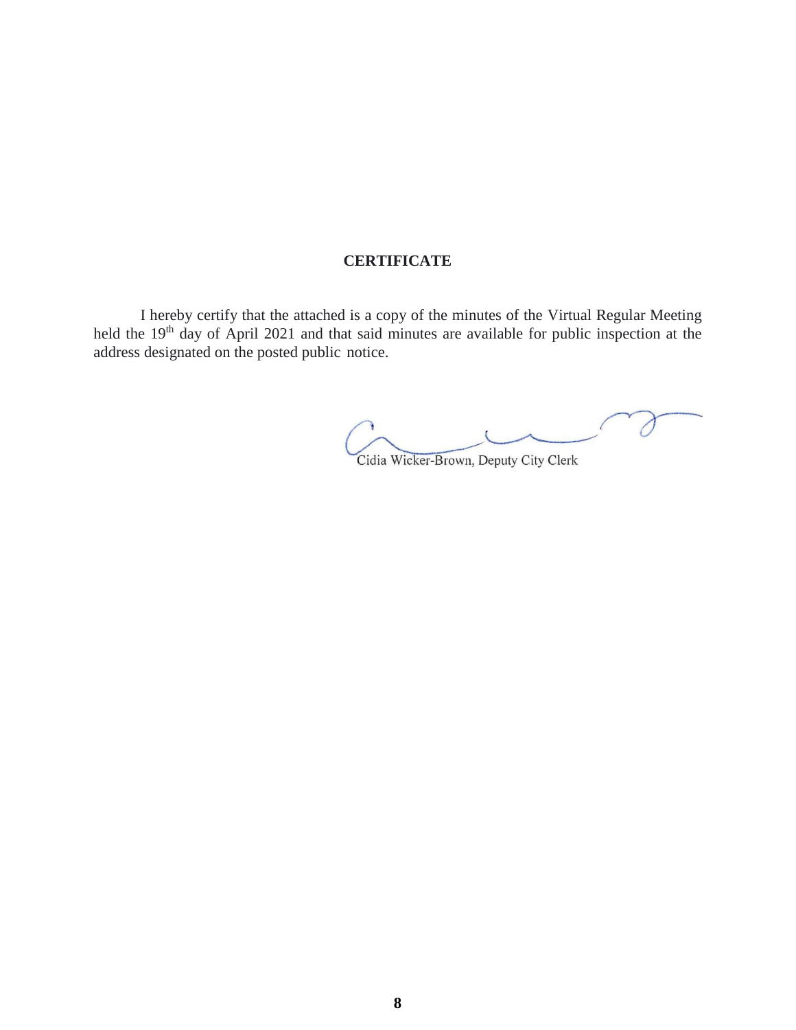## CERTIFICATE

I hereby certify that the attached is a copy of the minutes of the Virtual Regular Meeting held the 19th day of April 2021 and that said minutes are available for public inspection at the address designated on the posted public notice.

Cidia Wicker-Brown, Deputy City Clerk